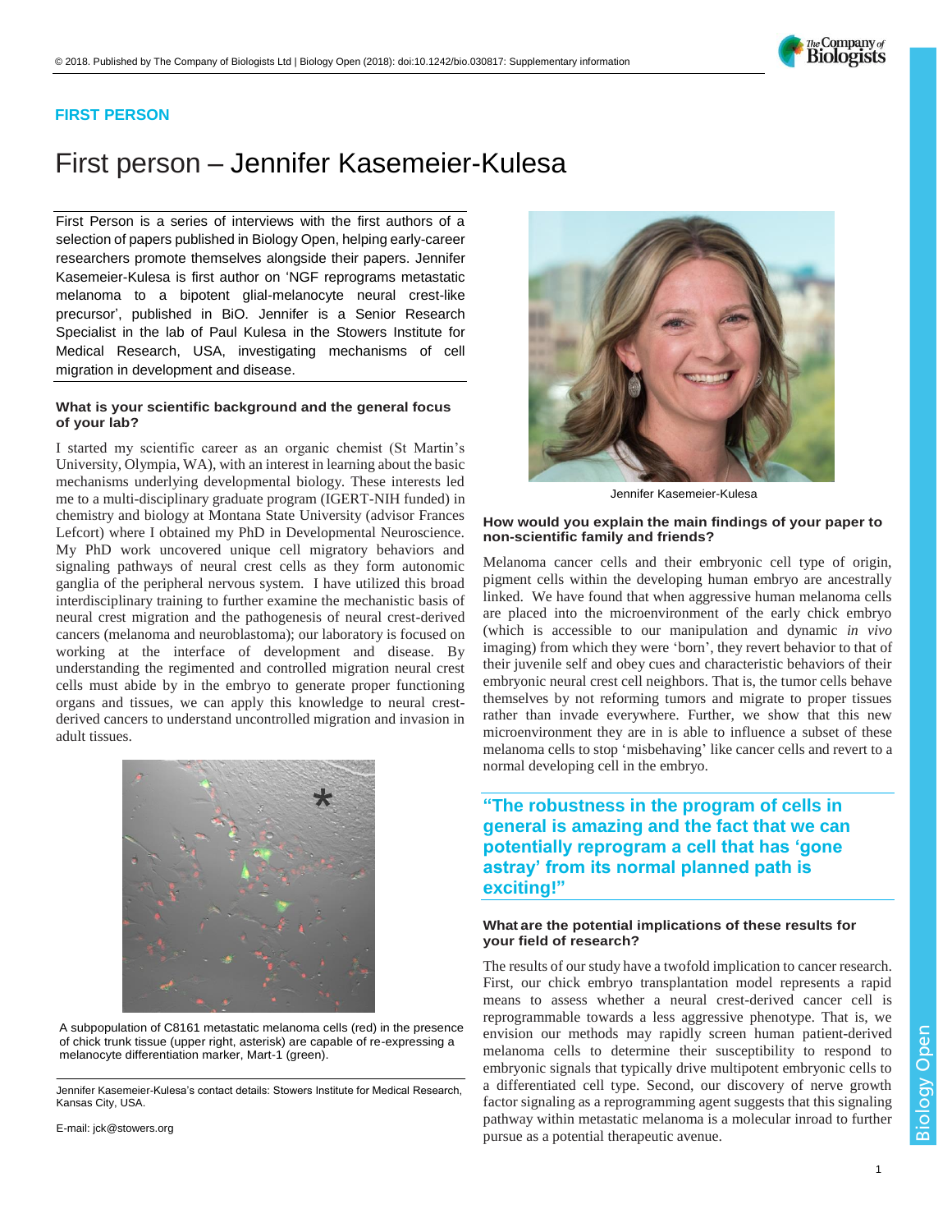**FIRST PERSON**

# First person – Jennifer Kasemeier-Kulesa

First Person is a series of interviews with the first authors of a selection of papers published in Biology Open, helping early-career researchers promote themselves alongside their papers. Jennifer Kasemeier-Kulesa is first author on 'NGF reprograms metastatic melanoma to a bipotent glial-melanocyte neural crest-like precursor', published in BiO. Jennifer is a Senior Research Specialist in the lab of Paul Kulesa in the Stowers Institute for Medical Research, USA, investigating mechanisms of cell migration in development and disease.

Jennifer Kasemeier-Kulesa

### What is your scientific background and the general focus of your lab?

I started my scientific career as an organic chemist (St Martin's University, Olympia, WA), with an interest in learning about the basic mechanisms underlying developmental biology. These interests led me to a multi-disciplinary graduate program (IGERT-NIH funded) in chemistry and biology at Montana State University (advisor Frances Lefcort) where I obtained my PhD in Developmental Neuroscience. My PhD work uncovered unique cell migratory behaviors and signaling pathways of neural crest cells as they form autonomic ganglia of the peripheral nervous system. I have utilized this broad interdisciplinary training to further examine the mechanistic basis of neural crest migration and the pathogenesis of neural crest-derived cancers (melanoma and neuroblastoma); our laboratory is focused on working at the interface of development and disease. By understanding the regimented and controlled migration neural crest cells must abide by in the embryo to generate proper functioning organs and tissues, we can apply this knowledge to neural crest-derived cancers to understand uncontrolled migration and invasion in adult tissues.

A subpopulation of C8161 metastatic melanoma cells (red) in the presence of chick trunk tissue (upper right, asterisk) are capable of re-expressing a melanocyte differentiation marker, Mart-1 (green).

### How would you explain the main findings of your paper to non-scientific family and friends?

Melanoma cancer cells and their embryonic cell type of origin, pigment cells within the developing human embryo are ancestrally linked. We have found that when aggressive human melanoma cells are placed into the microenvironment of the early chick embryo (which is accessible to our manipulation and dynamic *in vivo* imaging) from which they were 'born', they revert behavior to that of their juvenile self and obey cues and characteristic behaviors of their embryonic neural crest cell neighbors. That is, the tumor cells behave themselves by not reforming tumors and migrate to proper tissues rather than invade everywhere. Further, we show that this new microenvironment they are in is able to influence a subset of these melanoma cells to stop 'misbehaving' like cancer cells and revert to a normal developing cell in the embryo.

> **"The robustness in the program of cells in general is amazing and the fact that we can potentially reprogram a cell that has 'gone astray' from its normal planned path is exciting!"**

### What are the potential implications of these results for your field of research?

The results of our study have a twofold implication to cancer research. First, our chick embryo transplantation model represents a rapid means to assess whether a neural crest-derived cancer cell is reprogrammable towards a less aggressive phenotype. That is, we envision our methods may rapidly screen human patient-derived melanoma cells to determine their susceptibility to respond to embryonic signals that typically drive multipotent embryonic cells to a differentiated cell type. Second, our discovery of nerve growth factor signaling as a reprogramming agent suggests that this signaling pathway within metastatic melanoma is a molecular inroad to further pursue as a potential therapeutic avenue.

Jennifer Kasemeier-Kulesa's contact details: Stowers Institute for Medical Research, Kansas City, USA.

E-mail: jck@stowers.org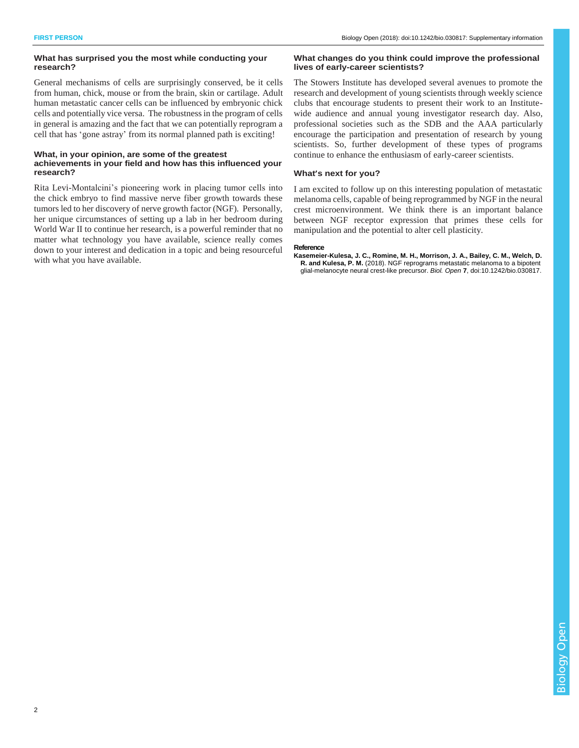### What has surprised you the most while conducting your research?

General mechanisms of cells are surprisingly conserved, be it cells from human, chick, mouse or from the brain, skin or cartilage. Adult human metastatic cancer cells can be influenced by embryonic chick cells and potentially vice versa. The robustness in the program of cells in general is amazing and the fact that we can potentially reprogram a cell that has 'gone astray' from its normal planned path is exciting!

### What, in your opinion, are some of the greatest achievements in your field and how has this influenced your research?

Rita Levi-Montalcini's pioneering work in placing tumor cells into the chick embryo to find massive nerve fiber growth towards these tumors led to her discovery of nerve growth factor (NGF). Personally, her unique circumstances of setting up a lab in her bedroom during World War II to continue her research, is a powerful reminder that no matter what technology you have available, science really comes down to your interest and dedication in a topic and being resourceful with what you have available.

### What changes do you think could improve the professional lives of early-career scientists?

The Stowers Institute has developed several avenues to promote the research and development of young scientists through weekly science clubs that encourage students to present their work to an Institute-wide audience and annual young investigator research day. Also, professional societies such as the SDB and the AAA particularly encourage the participation and presentation of research by young scientists. So, further development of these types of programs continue to enhance the enthusiasm of early-career scientists.

### What's next for you?

I am excited to follow up on this interesting population of metastatic melanoma cells, capable of being reprogrammed by NGF in the neural crest microenvironment. We think there is an important balance between NGF receptor expression that primes these cells for manipulation and the potential to alter cell plasticity.

#### Reference

**Kasemeier-Kulesa, J. C., Romine, M. H., Morrison, J. A., Bailey, C. M., Welch, D. R. and Kulesa, P. M.** (2018). NGF reprograms metastatic melanoma to a bipotent glial-melanocyte neural crest-like precursor. *Biol. Open* **7**, doi:10.1242/bio.030817.